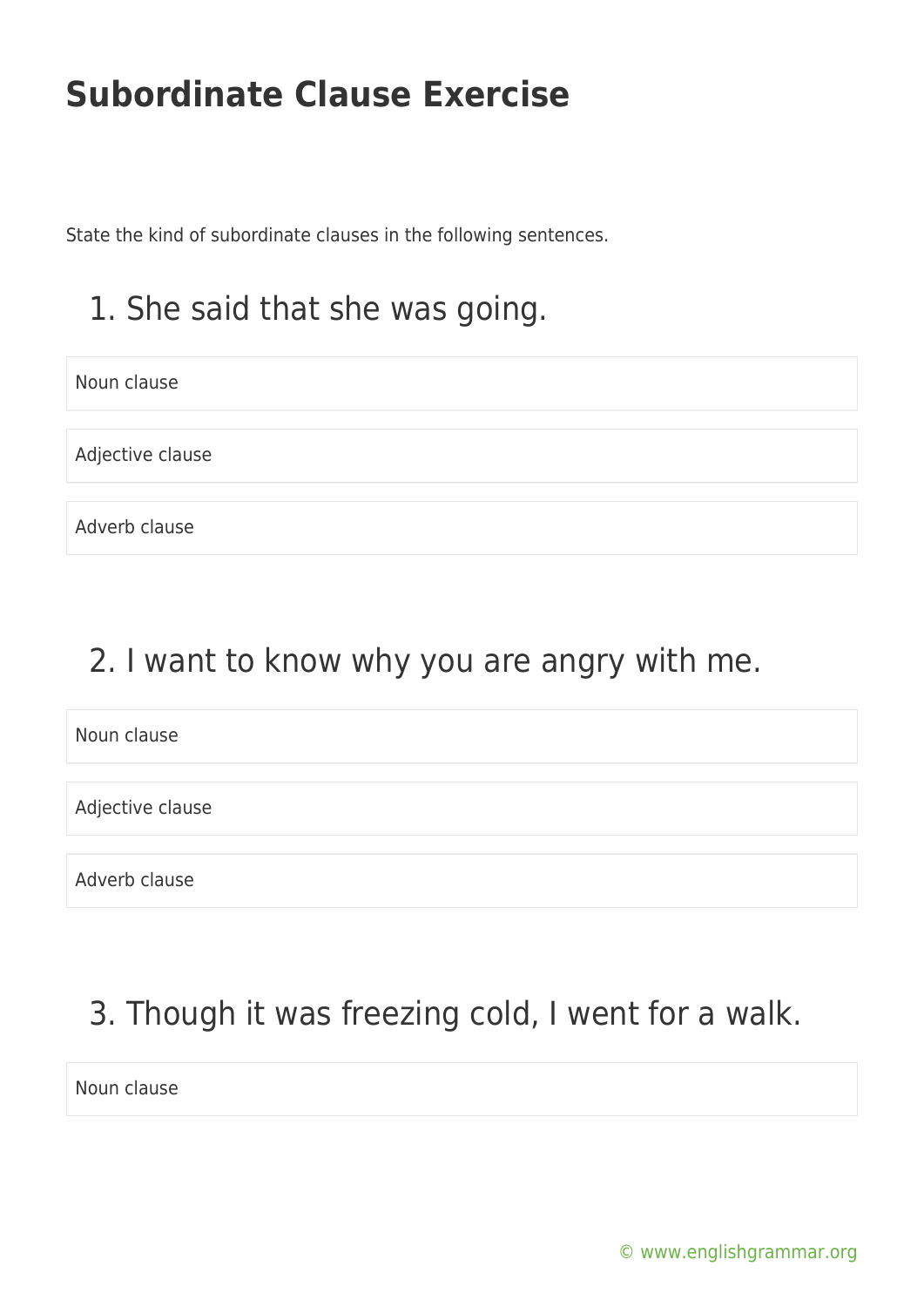# Subordinate Clause Exercise

State the kind of subordinate clauses in the following sentences.

## 1. She said that she was going.

Noun clause

Adjective clause

Adverb clause

## 2. I want to know why you are angry with me.

Noun clause

Adjective clause

Adverb clause

## 3. Though it was freezing cold, I went for a walk.

Noun clause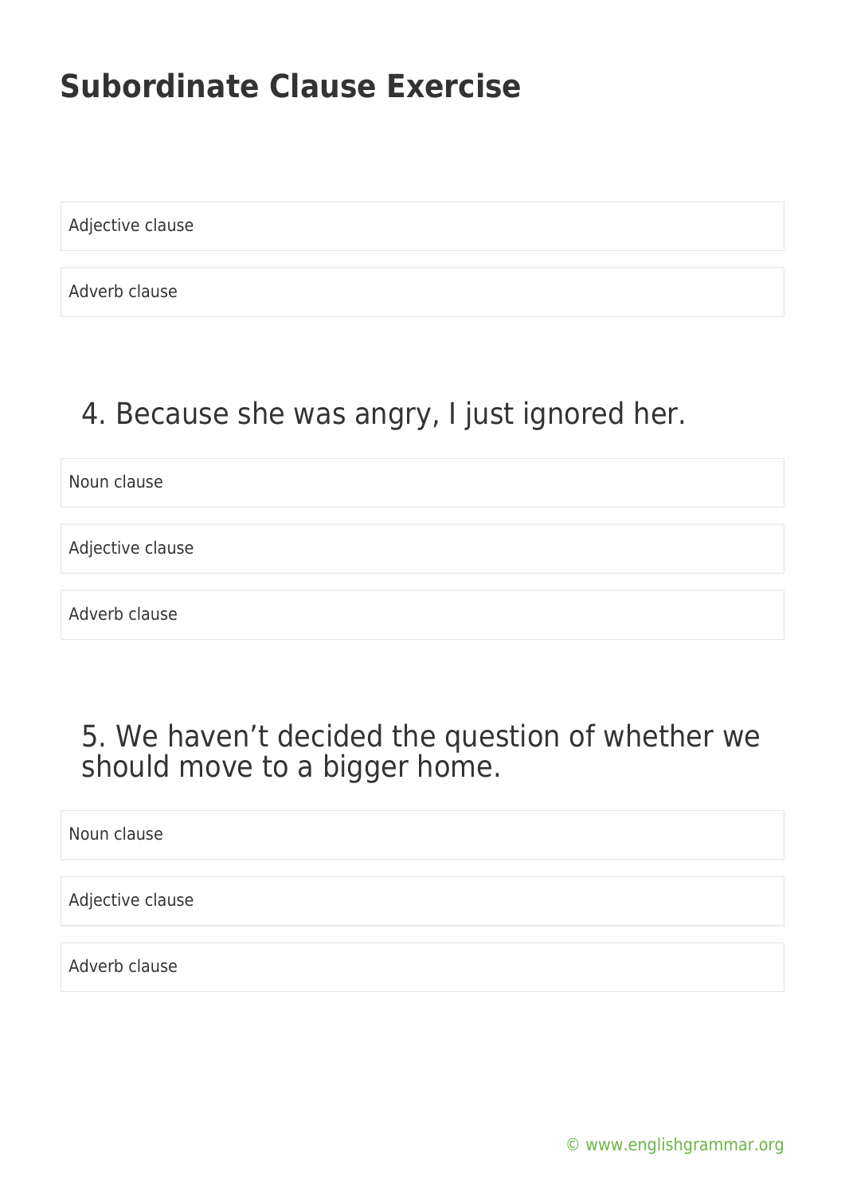# Subordinate Clause Exercise

Adjective clause

Adverb clause

## 4. Because she was angry, I just ignored her.

Noun clause

Adjective clause

Adverb clause

## 5. We haven't decided the question of whether we should move to a bigger home.

Noun clause

Adjective clause

Adverb clause

© www.englishgrammar.org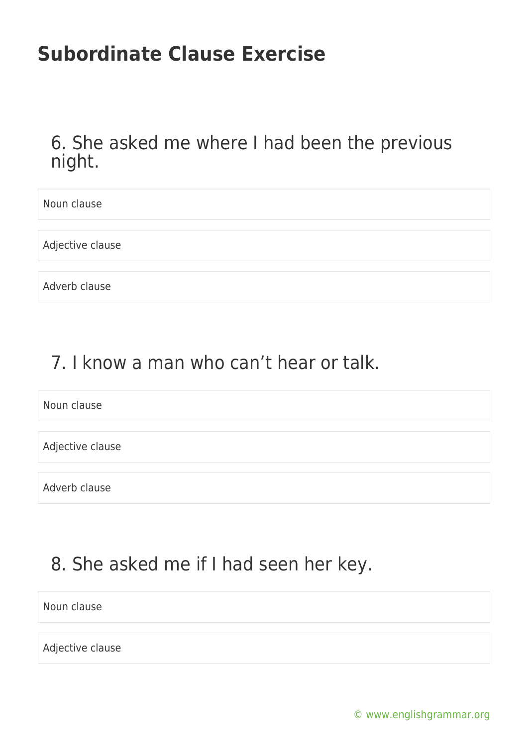## Subordinate Clause Exercise

### 6. She asked me where I had been the previous night.

Noun clause

Adjective clause

Adverb clause

### 7. I know a man who can't hear or talk.

Noun clause

Adjective clause

Adverb clause

### 8. She asked me if I had seen her key.

Noun clause

Adjective clause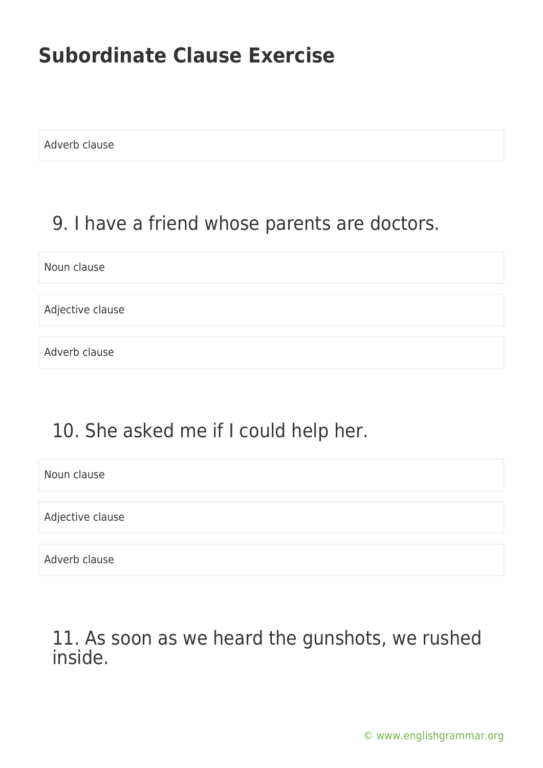Adverb clause

9. I have a friend whose parents are doctors.

Noun clause

Adjective clause

Adverb clause

10. She asked me if I could help her.

Noun clause

Adjective clause

Adverb clause

11. As soon as we heard the gunshots, we rushed inside.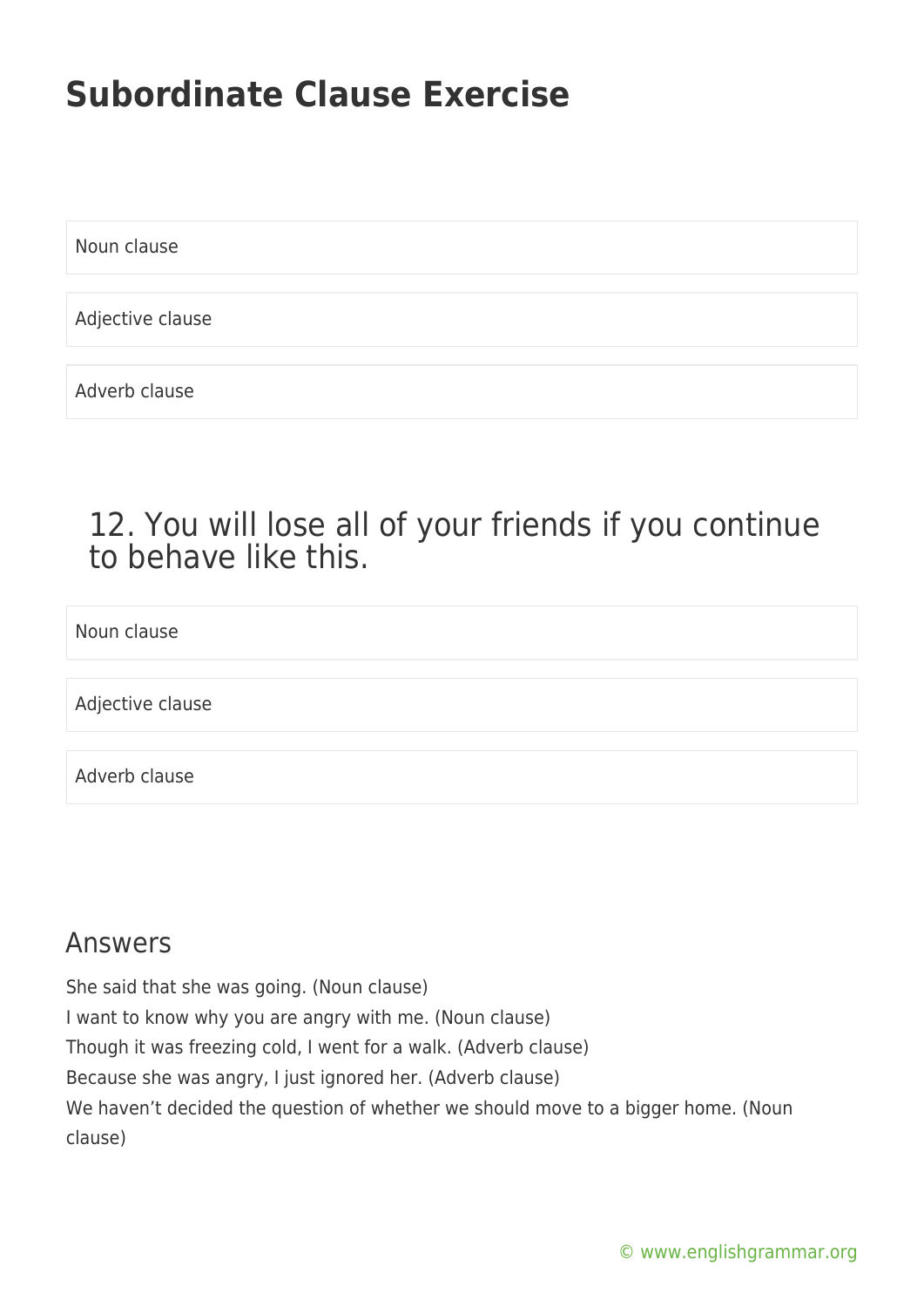# Subordinate Clause Exercise

Noun clause

Adjective clause

Adverb clause

## 12. You will lose all of your friends if you continue to behave like this.

Noun clause

Adjective clause

Adverb clause

## Answers

She said that she was going. (Noun clause)
I want to know why you are angry with me. (Noun clause)
Though it was freezing cold, I went for a walk. (Adverb clause)
Because she was angry, I just ignored her. (Adverb clause)
We haven't decided the question of whether we should move to a bigger home. (Noun clause)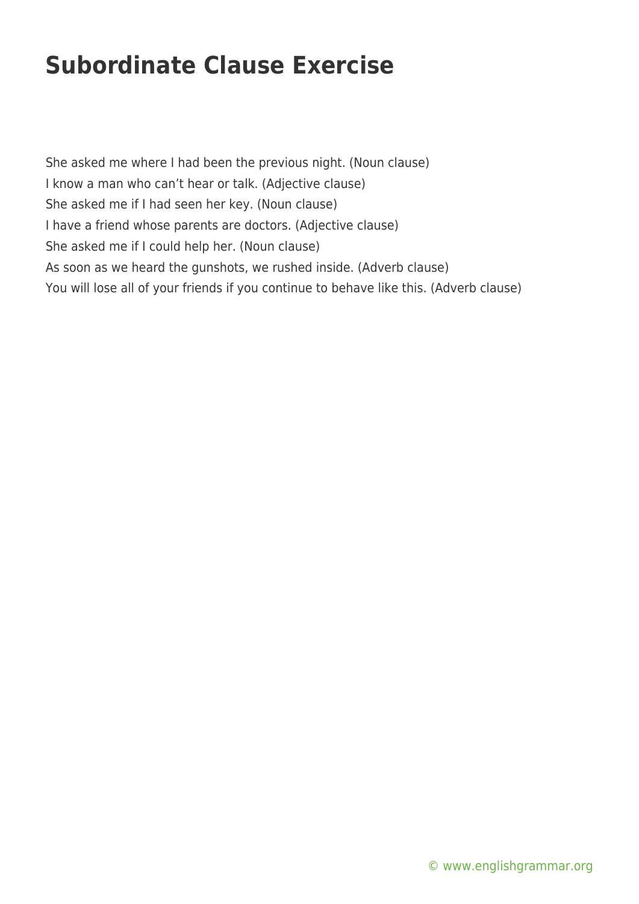# Subordinate Clause Exercise

She asked me where I had been the previous night. (Noun clause)
I know a man who can't hear or talk. (Adjective clause)
She asked me if I had seen her key. (Noun clause)
I have a friend whose parents are doctors. (Adjective clause)
She asked me if I could help her. (Noun clause)
As soon as we heard the gunshots, we rushed inside. (Adverb clause)
You will lose all of your friends if you continue to behave like this. (Adverb clause)